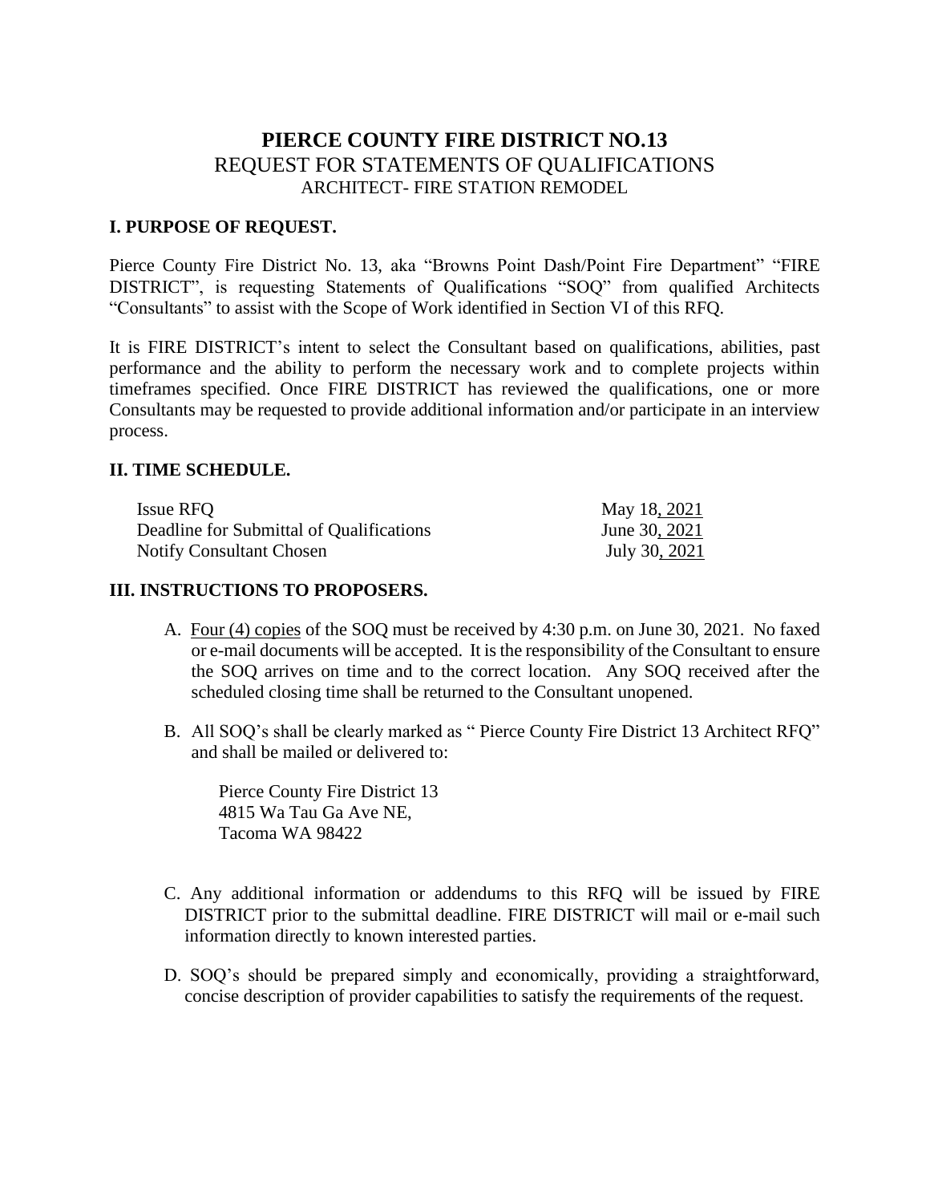# PIERCE COUNTY FIRE DISTRICT NO.13

## REQUEST FOR STATEMENTS OF QUALIFICATIONS

### ARCHITECT- FIRE STATION REMODEL

## I. PURPOSE OF REQUEST.

Pierce County Fire District No. 13, aka "Browns Point Dash/Point Fire Department" "FIRE DISTRICT", is requesting Statements of Qualifications "SOQ" from qualified Architects "Consultants" to assist with the Scope of Work identified in Section VI of this RFQ.

It is FIRE DISTRICT's intent to select the Consultant based on qualifications, abilities, past performance and the ability to perform the necessary work and to complete projects within timeframes specified. Once FIRE DISTRICT has reviewed the qualifications, one or more Consultants may be requested to provide additional information and/or participate in an interview process.

## II. TIME SCHEDULE.

| | |
|---|---|
| Issue RFQ | May 18, 2021 |
| Deadline for Submittal of Qualifications | June 30, 2021 |
| Notify Consultant Chosen | July 30, 2021 |

## III. INSTRUCTIONS TO PROPOSERS.

A. Four (4) copies of the SOQ must be received by 4:30 p.m. on June 30, 2021. No faxed or e-mail documents will be accepted. It is the responsibility of the Consultant to ensure the SOQ arrives on time and to the correct location. Any SOQ received after the scheduled closing time shall be returned to the Consultant unopened.

B. All SOQ's shall be clearly marked as " Pierce County Fire District 13 Architect RFQ" and shall be mailed or delivered to:

Pierce County Fire District 13
4815 Wa Tau Ga Ave NE,
Tacoma WA 98422

C. Any additional information or addendums to this RFQ will be issued by FIRE DISTRICT prior to the submittal deadline. FIRE DISTRICT will mail or e-mail such information directly to known interested parties.

D. SOQ's should be prepared simply and economically, providing a straightforward, concise description of provider capabilities to satisfy the requirements of the request.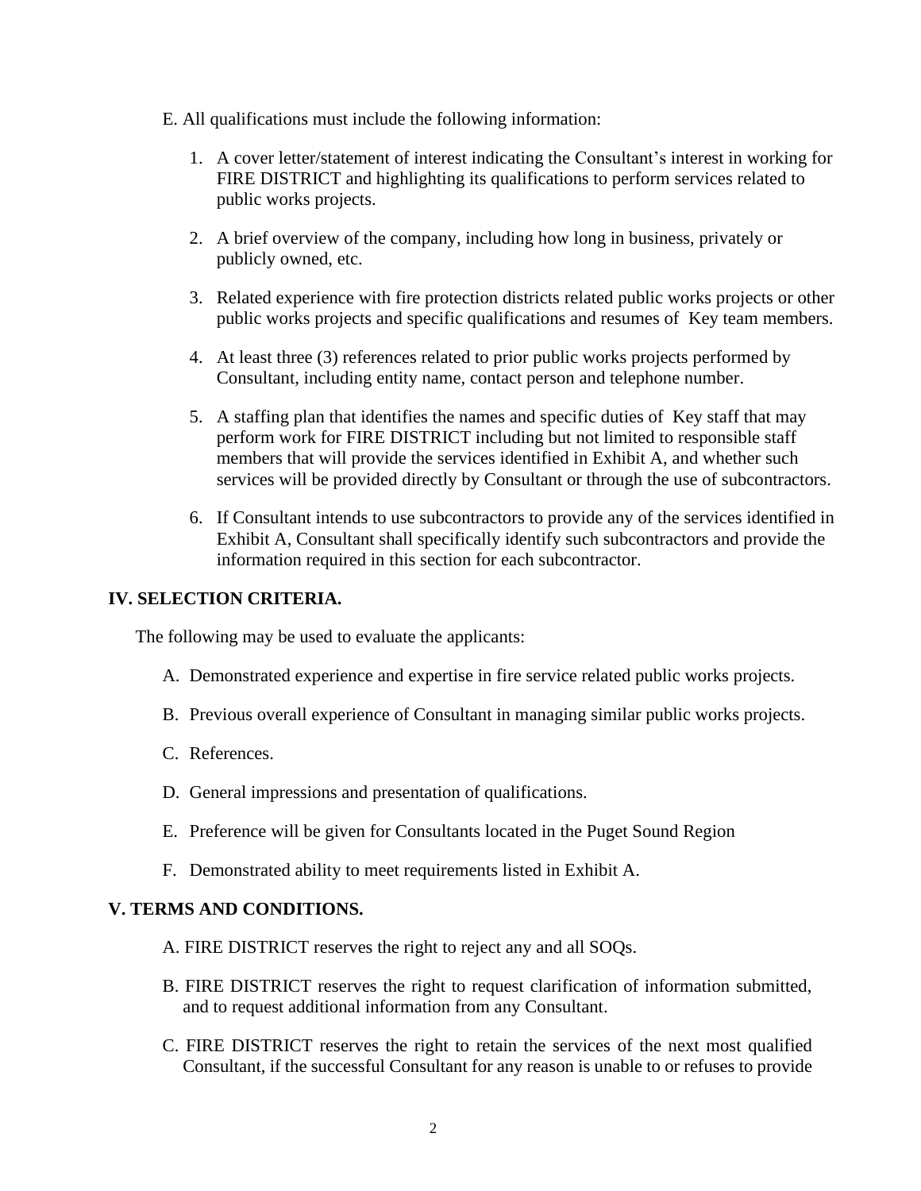E. All qualifications must include the following information:

1. A cover letter/statement of interest indicating the Consultant's interest in working for FIRE DISTRICT and highlighting its qualifications to perform services related to public works projects.

2. A brief overview of the company, including how long in business, privately or publicly owned, etc.

3. Related experience with fire protection districts related public works projects or other public works projects and specific qualifications and resumes of Key team members.

4. At least three (3) references related to prior public works projects performed by Consultant, including entity name, contact person and telephone number.

5. A staffing plan that identifies the names and specific duties of Key staff that may perform work for FIRE DISTRICT including but not limited to responsible staff members that will provide the services identified in Exhibit A, and whether such services will be provided directly by Consultant or through the use of subcontractors.

6. If Consultant intends to use subcontractors to provide any of the services identified in Exhibit A, Consultant shall specifically identify such subcontractors and provide the information required in this section for each subcontractor.

## IV. SELECTION CRITERIA.

The following may be used to evaluate the applicants:

A. Demonstrated experience and expertise in fire service related public works projects.

B. Previous overall experience of Consultant in managing similar public works projects.

C. References.

D. General impressions and presentation of qualifications.

E. Preference will be given for Consultants located in the Puget Sound Region

F. Demonstrated ability to meet requirements listed in Exhibit A.

## V. TERMS AND CONDITIONS.

A. FIRE DISTRICT reserves the right to reject any and all SOQs.

B. FIRE DISTRICT reserves the right to request clarification of information submitted, and to request additional information from any Consultant.

C. FIRE DISTRICT reserves the right to retain the services of the next most qualified Consultant, if the successful Consultant for any reason is unable to or refuses to provide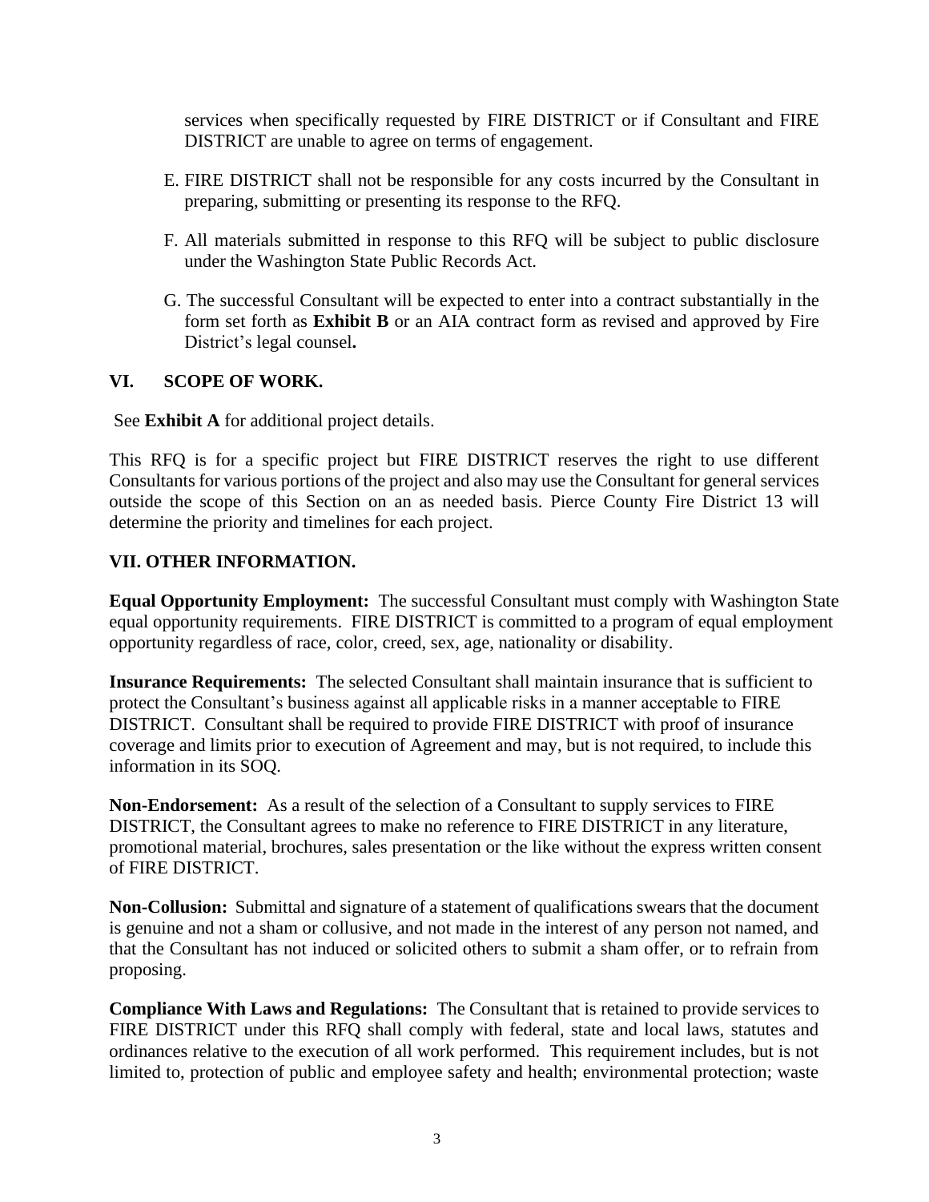services when specifically requested by FIRE DISTRICT or if Consultant and FIRE DISTRICT are unable to agree on terms of engagement.

E. FIRE DISTRICT shall not be responsible for any costs incurred by the Consultant in preparing, submitting or presenting its response to the RFQ.

F. All materials submitted in response to this RFQ will be subject to public disclosure under the Washington State Public Records Act.

G. The successful Consultant will be expected to enter into a contract substantially in the form set forth as **Exhibit B** or an AIA contract form as revised and approved by Fire District's legal counsel**.**

## VI. SCOPE OF WORK.

See **Exhibit A** for additional project details.

This RFQ is for a specific project but FIRE DISTRICT reserves the right to use different Consultants for various portions of the project and also may use the Consultant for general services outside the scope of this Section on an as needed basis. Pierce County Fire District 13 will determine the priority and timelines for each project.

## VII. OTHER INFORMATION.

**Equal Opportunity Employment:** The successful Consultant must comply with Washington State equal opportunity requirements. FIRE DISTRICT is committed to a program of equal employment opportunity regardless of race, color, creed, sex, age, nationality or disability.

**Insurance Requirements:** The selected Consultant shall maintain insurance that is sufficient to protect the Consultant's business against all applicable risks in a manner acceptable to FIRE DISTRICT. Consultant shall be required to provide FIRE DISTRICT with proof of insurance coverage and limits prior to execution of Agreement and may, but is not required, to include this information in its SOQ.

**Non-Endorsement:** As a result of the selection of a Consultant to supply services to FIRE DISTRICT, the Consultant agrees to make no reference to FIRE DISTRICT in any literature, promotional material, brochures, sales presentation or the like without the express written consent of FIRE DISTRICT.

**Non-Collusion:** Submittal and signature of a statement of qualifications swears that the document is genuine and not a sham or collusive, and not made in the interest of any person not named, and that the Consultant has not induced or solicited others to submit a sham offer, or to refrain from proposing.

**Compliance With Laws and Regulations:** The Consultant that is retained to provide services to FIRE DISTRICT under this RFQ shall comply with federal, state and local laws, statutes and ordinances relative to the execution of all work performed. This requirement includes, but is not limited to, protection of public and employee safety and health; environmental protection; waste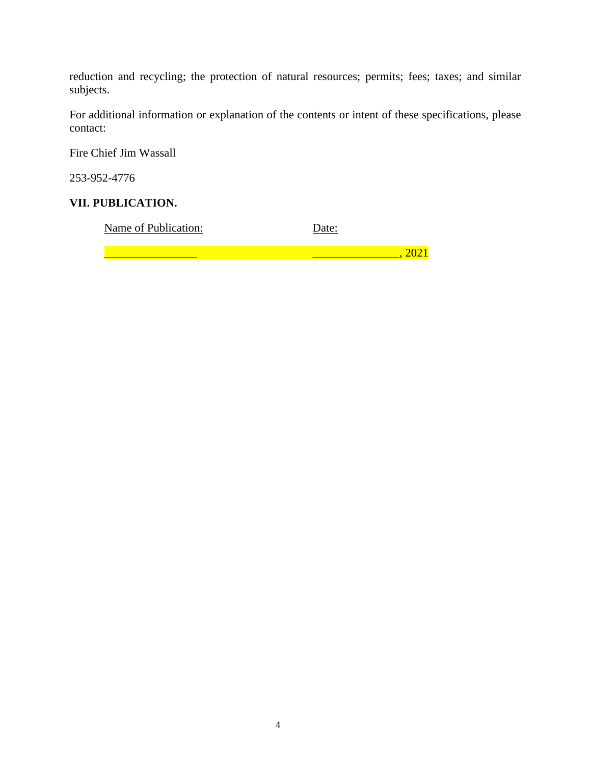reduction and recycling; the protection of natural resources; permits; fees; taxes; and similar subjects.

For additional information or explanation of the contents or intent of these specifications, please contact:

Fire Chief Jim Wassall

253-952-4776

**VII. PUBLICATION.**

| Name of Publication: | Date: |
| --- | --- |
| ________________ | ______________, 2021 |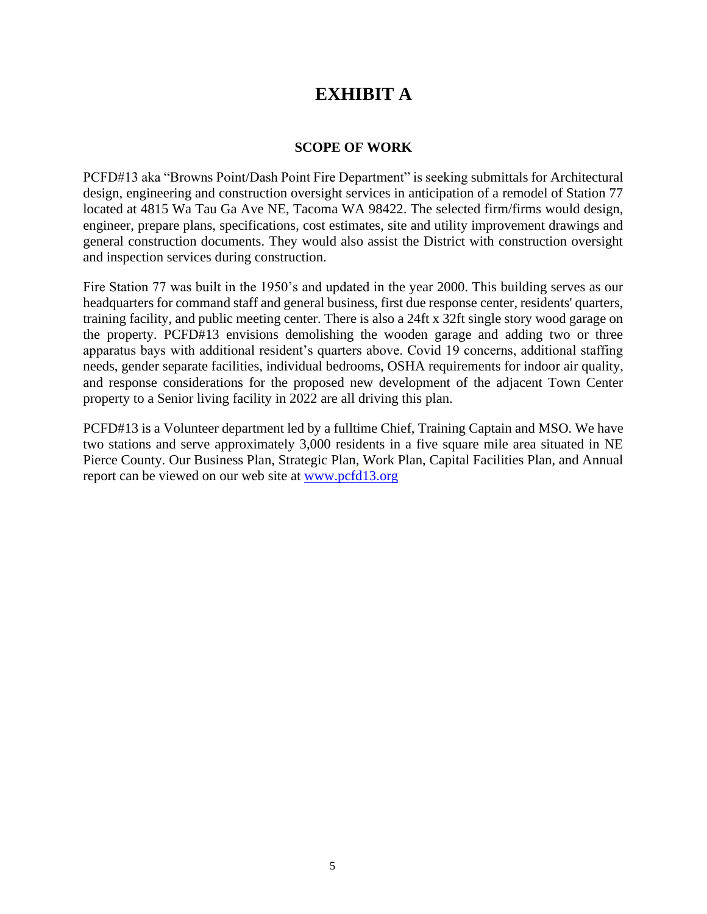# EXHIBIT A

### SCOPE OF WORK

PCFD#13 aka "Browns Point/Dash Point Fire Department" is seeking submittals for Architectural design, engineering and construction oversight services in anticipation of a remodel of Station 77 located at 4815 Wa Tau Ga Ave NE, Tacoma WA 98422. The selected firm/firms would design, engineer, prepare plans, specifications, cost estimates, site and utility improvement drawings and general construction documents. They would also assist the District with construction oversight and inspection services during construction.

Fire Station 77 was built in the 1950's and updated in the year 2000. This building serves as our headquarters for command staff and general business, first due response center, residents' quarters, training facility, and public meeting center. There is also a 24ft x 32ft single story wood garage on the property. PCFD#13 envisions demolishing the wooden garage and adding two or three apparatus bays with additional resident's quarters above. Covid 19 concerns, additional staffing needs, gender separate facilities, individual bedrooms, OSHA requirements for indoor air quality, and response considerations for the proposed new development of the adjacent Town Center property to a Senior living facility in 2022 are all driving this plan.

PCFD#13 is a Volunteer department led by a fulltime Chief, Training Captain and MSO. We have two stations and serve approximately 3,000 residents in a five square mile area situated in NE Pierce County. Our Business Plan, Strategic Plan, Work Plan, Capital Facilities Plan, and Annual report can be viewed on our web site at [www.pcfd13.org](http://www.pcfd13.org)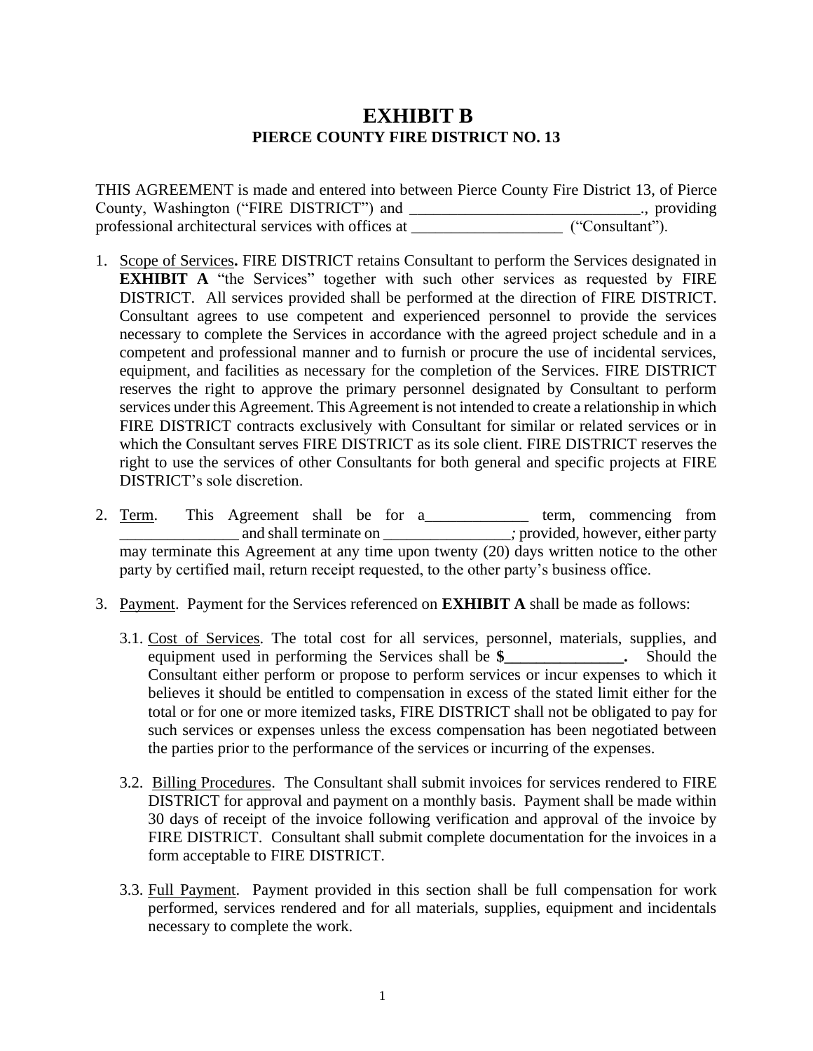# EXHIBIT B

## PIERCE COUNTY FIRE DISTRICT NO. 13

THIS AGREEMENT is made and entered into between Pierce County Fire District 13, of Pierce County, Washington ("FIRE DISTRICT") and ____________________________., providing professional architectural services with offices at ___________________ ("Consultant").

1. Scope of Services**.** FIRE DISTRICT retains Consultant to perform the Services designated in **EXHIBIT A** "the Services" together with such other services as requested by FIRE DISTRICT. All services provided shall be performed at the direction of FIRE DISTRICT. Consultant agrees to use competent and experienced personnel to provide the services necessary to complete the Services in accordance with the agreed project schedule and in a competent and professional manner and to furnish or procure the use of incidental services, equipment, and facilities as necessary for the completion of the Services. FIRE DISTRICT reserves the right to approve the primary personnel designated by Consultant to perform services under this Agreement. This Agreement is not intended to create a relationship in which FIRE DISTRICT contracts exclusively with Consultant for similar or related services or in which the Consultant serves FIRE DISTRICT as its sole client. FIRE DISTRICT reserves the right to use the services of other Consultants for both general and specific projects at FIRE DISTRICT's sole discretion.

2. Term. This Agreement shall be for a_____________ term, commencing from _______________ and shall terminate on ________________*;* provided, however, either party may terminate this Agreement at any time upon twenty (20) days written notice to the other party by certified mail, return receipt requested, to the other party's business office.

3. Payment. Payment for the Services referenced on **EXHIBIT A** shall be made as follows:

   3.1. Cost of Services. The total cost for all services, personnel, materials, supplies, and equipment used in performing the Services shall be **$_______________.** Should the Consultant either perform or propose to perform services or incur expenses to which it believes it should be entitled to compensation in excess of the stated limit either for the total or for one or more itemized tasks, FIRE DISTRICT shall not be obligated to pay for such services or expenses unless the excess compensation has been negotiated between the parties prior to the performance of the services or incurring of the expenses.

   3.2. Billing Procedures. The Consultant shall submit invoices for services rendered to FIRE DISTRICT for approval and payment on a monthly basis. Payment shall be made within 30 days of receipt of the invoice following verification and approval of the invoice by FIRE DISTRICT. Consultant shall submit complete documentation for the invoices in a form acceptable to FIRE DISTRICT.

   3.3. Full Payment. Payment provided in this section shall be full compensation for work performed, services rendered and for all materials, supplies, equipment and incidentals necessary to complete the work.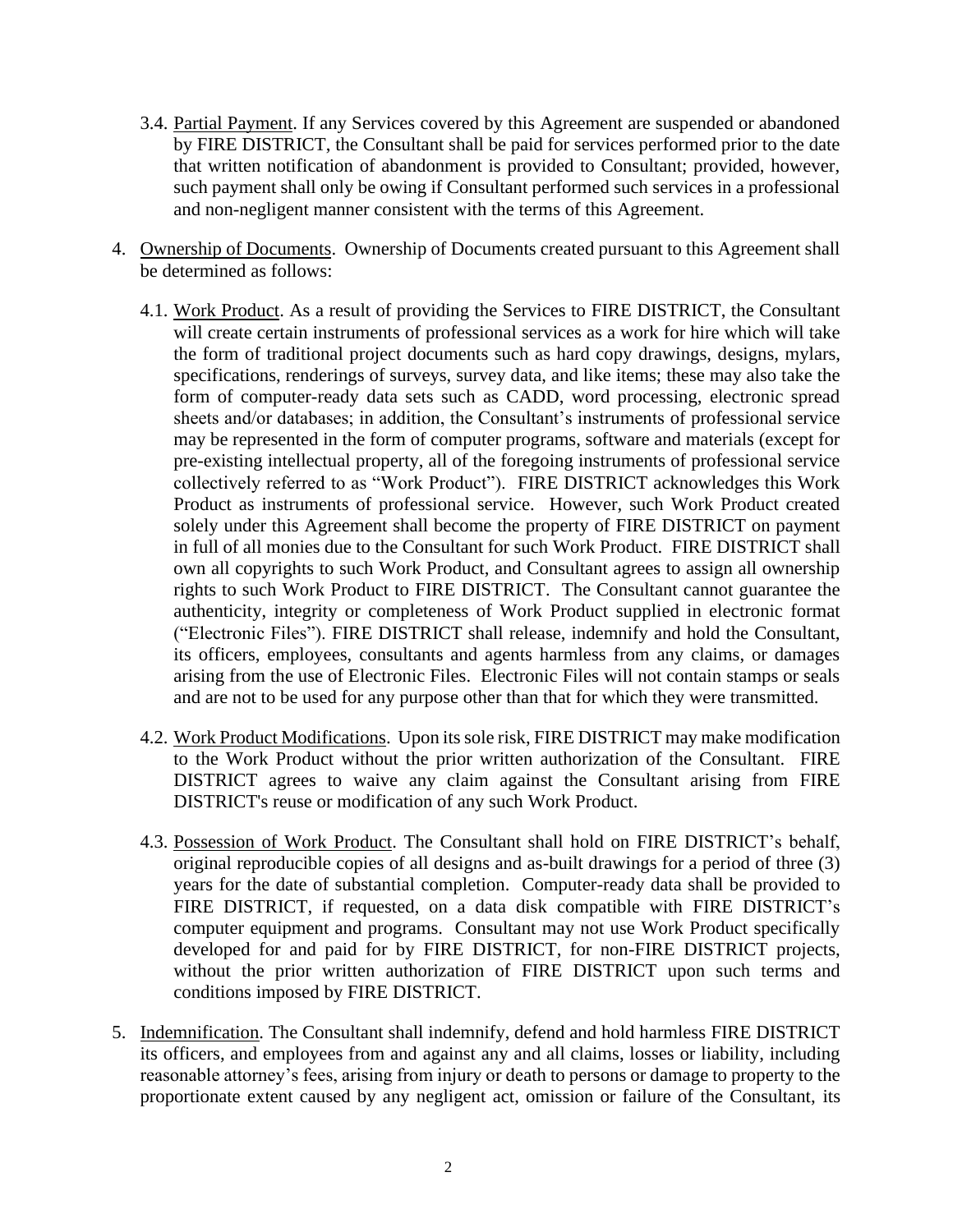3.4. Partial Payment. If any Services covered by this Agreement are suspended or abandoned by FIRE DISTRICT, the Consultant shall be paid for services performed prior to the date that written notification of abandonment is provided to Consultant; provided, however, such payment shall only be owing if Consultant performed such services in a professional and non-negligent manner consistent with the terms of this Agreement.

4. Ownership of Documents. Ownership of Documents created pursuant to this Agreement shall be determined as follows:

4.1. Work Product. As a result of providing the Services to FIRE DISTRICT, the Consultant will create certain instruments of professional services as a work for hire which will take the form of traditional project documents such as hard copy drawings, designs, mylars, specifications, renderings of surveys, survey data, and like items; these may also take the form of computer-ready data sets such as CADD, word processing, electronic spread sheets and/or databases; in addition, the Consultant's instruments of professional service may be represented in the form of computer programs, software and materials (except for pre-existing intellectual property, all of the foregoing instruments of professional service collectively referred to as "Work Product"). FIRE DISTRICT acknowledges this Work Product as instruments of professional service. However, such Work Product created solely under this Agreement shall become the property of FIRE DISTRICT on payment in full of all monies due to the Consultant for such Work Product. FIRE DISTRICT shall own all copyrights to such Work Product, and Consultant agrees to assign all ownership rights to such Work Product to FIRE DISTRICT. The Consultant cannot guarantee the authenticity, integrity or completeness of Work Product supplied in electronic format ("Electronic Files"). FIRE DISTRICT shall release, indemnify and hold the Consultant, its officers, employees, consultants and agents harmless from any claims, or damages arising from the use of Electronic Files. Electronic Files will not contain stamps or seals and are not to be used for any purpose other than that for which they were transmitted.

4.2. Work Product Modifications. Upon its sole risk, FIRE DISTRICT may make modification to the Work Product without the prior written authorization of the Consultant. FIRE DISTRICT agrees to waive any claim against the Consultant arising from FIRE DISTRICT's reuse or modification of any such Work Product.

4.3. Possession of Work Product. The Consultant shall hold on FIRE DISTRICT's behalf, original reproducible copies of all designs and as-built drawings for a period of three (3) years for the date of substantial completion. Computer-ready data shall be provided to FIRE DISTRICT, if requested, on a data disk compatible with FIRE DISTRICT's computer equipment and programs. Consultant may not use Work Product specifically developed for and paid for by FIRE DISTRICT, for non-FIRE DISTRICT projects, without the prior written authorization of FIRE DISTRICT upon such terms and conditions imposed by FIRE DISTRICT.

5. Indemnification. The Consultant shall indemnify, defend and hold harmless FIRE DISTRICT its officers, and employees from and against any and all claims, losses or liability, including reasonable attorney's fees, arising from injury or death to persons or damage to property to the proportionate extent caused by any negligent act, omission or failure of the Consultant, its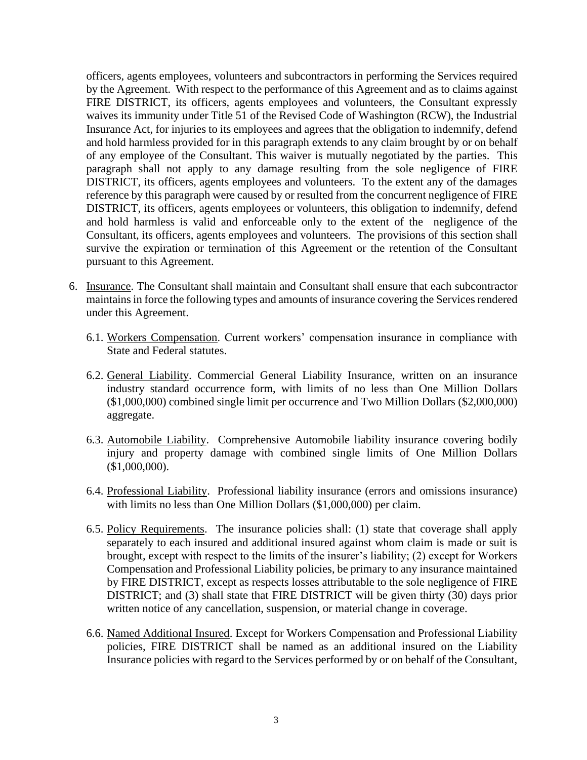officers, agents employees, volunteers and subcontractors in performing the Services required by the Agreement. With respect to the performance of this Agreement and as to claims against FIRE DISTRICT, its officers, agents employees and volunteers, the Consultant expressly waives its immunity under Title 51 of the Revised Code of Washington (RCW), the Industrial Insurance Act, for injuries to its employees and agrees that the obligation to indemnify, defend and hold harmless provided for in this paragraph extends to any claim brought by or on behalf of any employee of the Consultant. This waiver is mutually negotiated by the parties. This paragraph shall not apply to any damage resulting from the sole negligence of FIRE DISTRICT, its officers, agents employees and volunteers. To the extent any of the damages reference by this paragraph were caused by or resulted from the concurrent negligence of FIRE DISTRICT, its officers, agents employees or volunteers, this obligation to indemnify, defend and hold harmless is valid and enforceable only to the extent of the negligence of the Consultant, its officers, agents employees and volunteers. The provisions of this section shall survive the expiration or termination of this Agreement or the retention of the Consultant pursuant to this Agreement.

6. Insurance. The Consultant shall maintain and Consultant shall ensure that each subcontractor maintains in force the following types and amounts of insurance covering the Services rendered under this Agreement.

   6.1. Workers Compensation. Current workers' compensation insurance in compliance with State and Federal statutes.

   6.2. General Liability. Commercial General Liability Insurance, written on an insurance industry standard occurrence form, with limits of no less than One Million Dollars ($1,000,000) combined single limit per occurrence and Two Million Dollars ($2,000,000) aggregate.

   6.3. Automobile Liability. Comprehensive Automobile liability insurance covering bodily injury and property damage with combined single limits of One Million Dollars ($1,000,000).

   6.4. Professional Liability. Professional liability insurance (errors and omissions insurance) with limits no less than One Million Dollars ($1,000,000) per claim.

   6.5. Policy Requirements. The insurance policies shall: (1) state that coverage shall apply separately to each insured and additional insured against whom claim is made or suit is brought, except with respect to the limits of the insurer's liability; (2) except for Workers Compensation and Professional Liability policies, be primary to any insurance maintained by FIRE DISTRICT, except as respects losses attributable to the sole negligence of FIRE DISTRICT; and (3) shall state that FIRE DISTRICT will be given thirty (30) days prior written notice of any cancellation, suspension, or material change in coverage.

   6.6. Named Additional Insured. Except for Workers Compensation and Professional Liability policies, FIRE DISTRICT shall be named as an additional insured on the Liability Insurance policies with regard to the Services performed by or on behalf of the Consultant,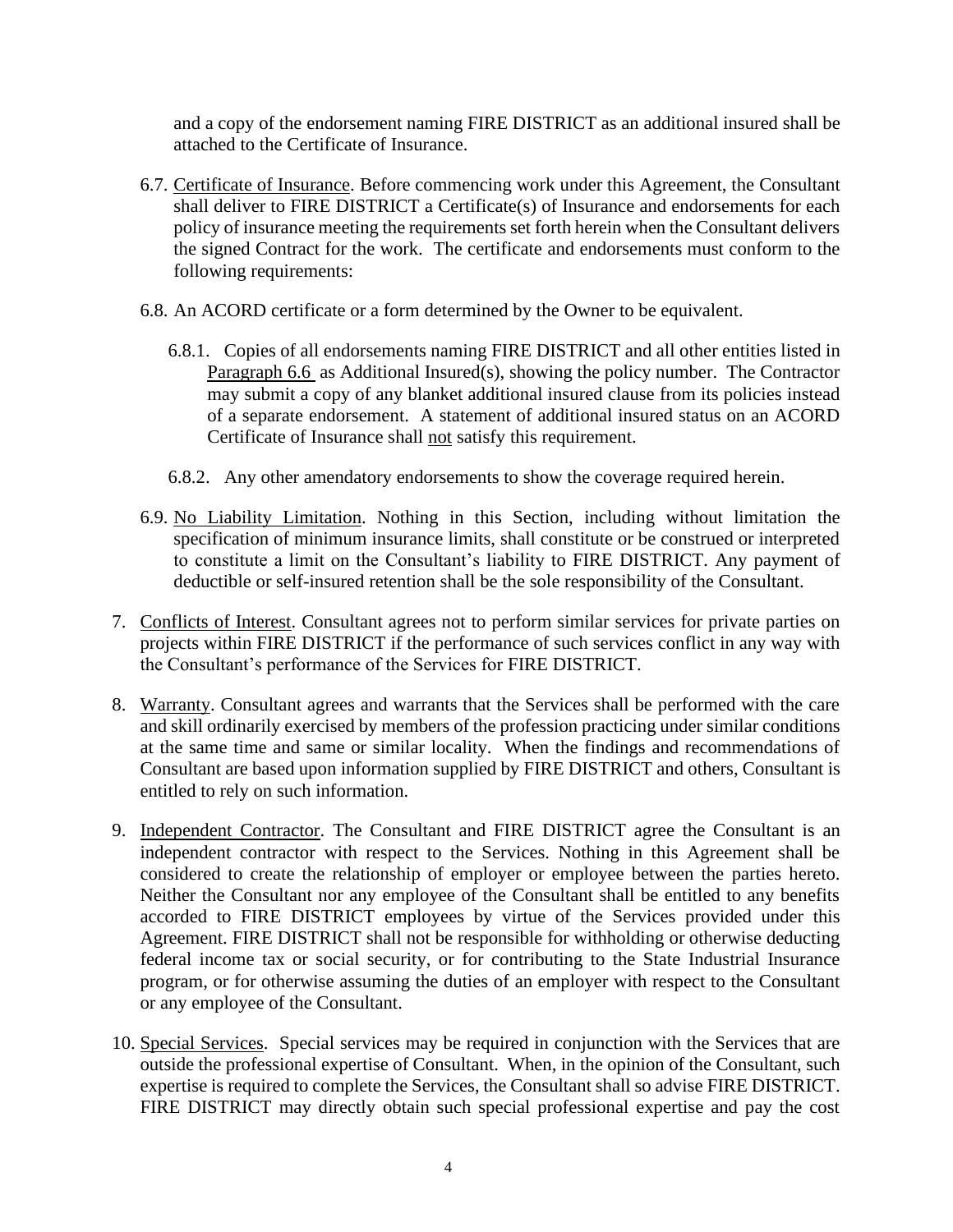and a copy of the endorsement naming FIRE DISTRICT as an additional insured shall be attached to the Certificate of Insurance.

6.7. Certificate of Insurance. Before commencing work under this Agreement, the Consultant shall deliver to FIRE DISTRICT a Certificate(s) of Insurance and endorsements for each policy of insurance meeting the requirements set forth herein when the Consultant delivers the signed Contract for the work. The certificate and endorsements must conform to the following requirements:

6.8. An ACORD certificate or a form determined by the Owner to be equivalent.

6.8.1. Copies of all endorsements naming FIRE DISTRICT and all other entities listed in Paragraph 6.6 as Additional Insured(s), showing the policy number. The Contractor may submit a copy of any blanket additional insured clause from its policies instead of a separate endorsement. A statement of additional insured status on an ACORD Certificate of Insurance shall not satisfy this requirement.

6.8.2. Any other amendatory endorsements to show the coverage required herein.

6.9. No Liability Limitation. Nothing in this Section, including without limitation the specification of minimum insurance limits, shall constitute or be construed or interpreted to constitute a limit on the Consultant's liability to FIRE DISTRICT. Any payment of deductible or self-insured retention shall be the sole responsibility of the Consultant.

7. Conflicts of Interest. Consultant agrees not to perform similar services for private parties on projects within FIRE DISTRICT if the performance of such services conflict in any way with the Consultant's performance of the Services for FIRE DISTRICT.

8. Warranty. Consultant agrees and warrants that the Services shall be performed with the care and skill ordinarily exercised by members of the profession practicing under similar conditions at the same time and same or similar locality. When the findings and recommendations of Consultant are based upon information supplied by FIRE DISTRICT and others, Consultant is entitled to rely on such information.

9. Independent Contractor. The Consultant and FIRE DISTRICT agree the Consultant is an independent contractor with respect to the Services. Nothing in this Agreement shall be considered to create the relationship of employer or employee between the parties hereto. Neither the Consultant nor any employee of the Consultant shall be entitled to any benefits accorded to FIRE DISTRICT employees by virtue of the Services provided under this Agreement. FIRE DISTRICT shall not be responsible for withholding or otherwise deducting federal income tax or social security, or for contributing to the State Industrial Insurance program, or for otherwise assuming the duties of an employer with respect to the Consultant or any employee of the Consultant.

10. Special Services. Special services may be required in conjunction with the Services that are outside the professional expertise of Consultant. When, in the opinion of the Consultant, such expertise is required to complete the Services, the Consultant shall so advise FIRE DISTRICT. FIRE DISTRICT may directly obtain such special professional expertise and pay the cost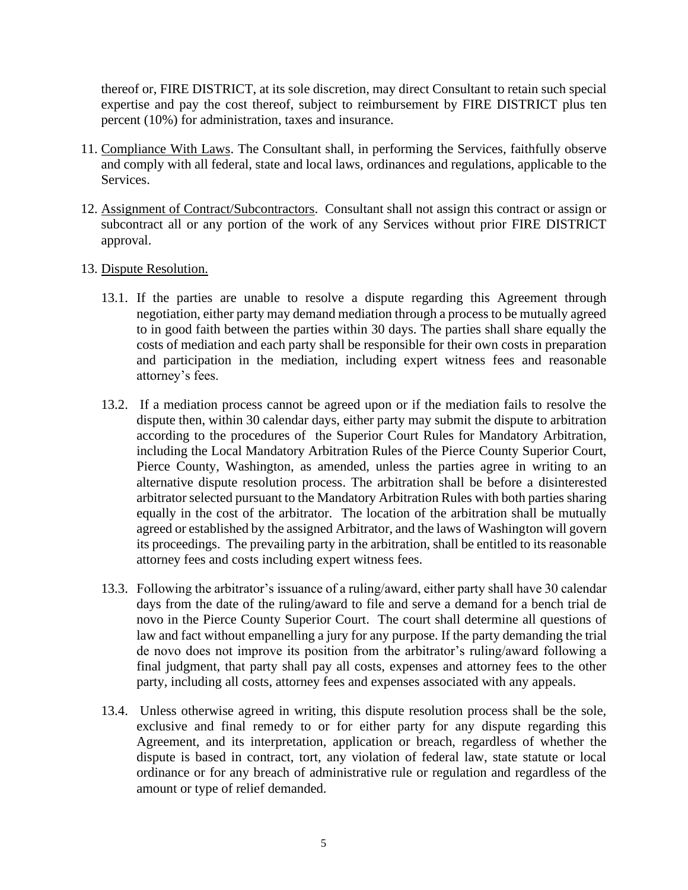thereof or, FIRE DISTRICT, at its sole discretion, may direct Consultant to retain such special expertise and pay the cost thereof, subject to reimbursement by FIRE DISTRICT plus ten percent (10%) for administration, taxes and insurance.

11. Compliance With Laws. The Consultant shall, in performing the Services, faithfully observe and comply with all federal, state and local laws, ordinances and regulations, applicable to the Services.

12. Assignment of Contract/Subcontractors. Consultant shall not assign this contract or assign or subcontract all or any portion of the work of any Services without prior FIRE DISTRICT approval.

13. Dispute Resolution.

    13.1. If the parties are unable to resolve a dispute regarding this Agreement through negotiation, either party may demand mediation through a process to be mutually agreed to in good faith between the parties within 30 days. The parties shall share equally the costs of mediation and each party shall be responsible for their own costs in preparation and participation in the mediation, including expert witness fees and reasonable attorney's fees.

    13.2. If a mediation process cannot be agreed upon or if the mediation fails to resolve the dispute then, within 30 calendar days, either party may submit the dispute to arbitration according to the procedures of the Superior Court Rules for Mandatory Arbitration, including the Local Mandatory Arbitration Rules of the Pierce County Superior Court, Pierce County, Washington, as amended, unless the parties agree in writing to an alternative dispute resolution process. The arbitration shall be before a disinterested arbitrator selected pursuant to the Mandatory Arbitration Rules with both parties sharing equally in the cost of the arbitrator. The location of the arbitration shall be mutually agreed or established by the assigned Arbitrator, and the laws of Washington will govern its proceedings. The prevailing party in the arbitration, shall be entitled to its reasonable attorney fees and costs including expert witness fees.

    13.3. Following the arbitrator's issuance of a ruling/award, either party shall have 30 calendar days from the date of the ruling/award to file and serve a demand for a bench trial de novo in the Pierce County Superior Court. The court shall determine all questions of law and fact without empanelling a jury for any purpose. If the party demanding the trial de novo does not improve its position from the arbitrator's ruling/award following a final judgment, that party shall pay all costs, expenses and attorney fees to the other party, including all costs, attorney fees and expenses associated with any appeals.

    13.4. Unless otherwise agreed in writing, this dispute resolution process shall be the sole, exclusive and final remedy to or for either party for any dispute regarding this Agreement, and its interpretation, application or breach, regardless of whether the dispute is based in contract, tort, any violation of federal law, state statute or local ordinance or for any breach of administrative rule or regulation and regardless of the amount or type of relief demanded.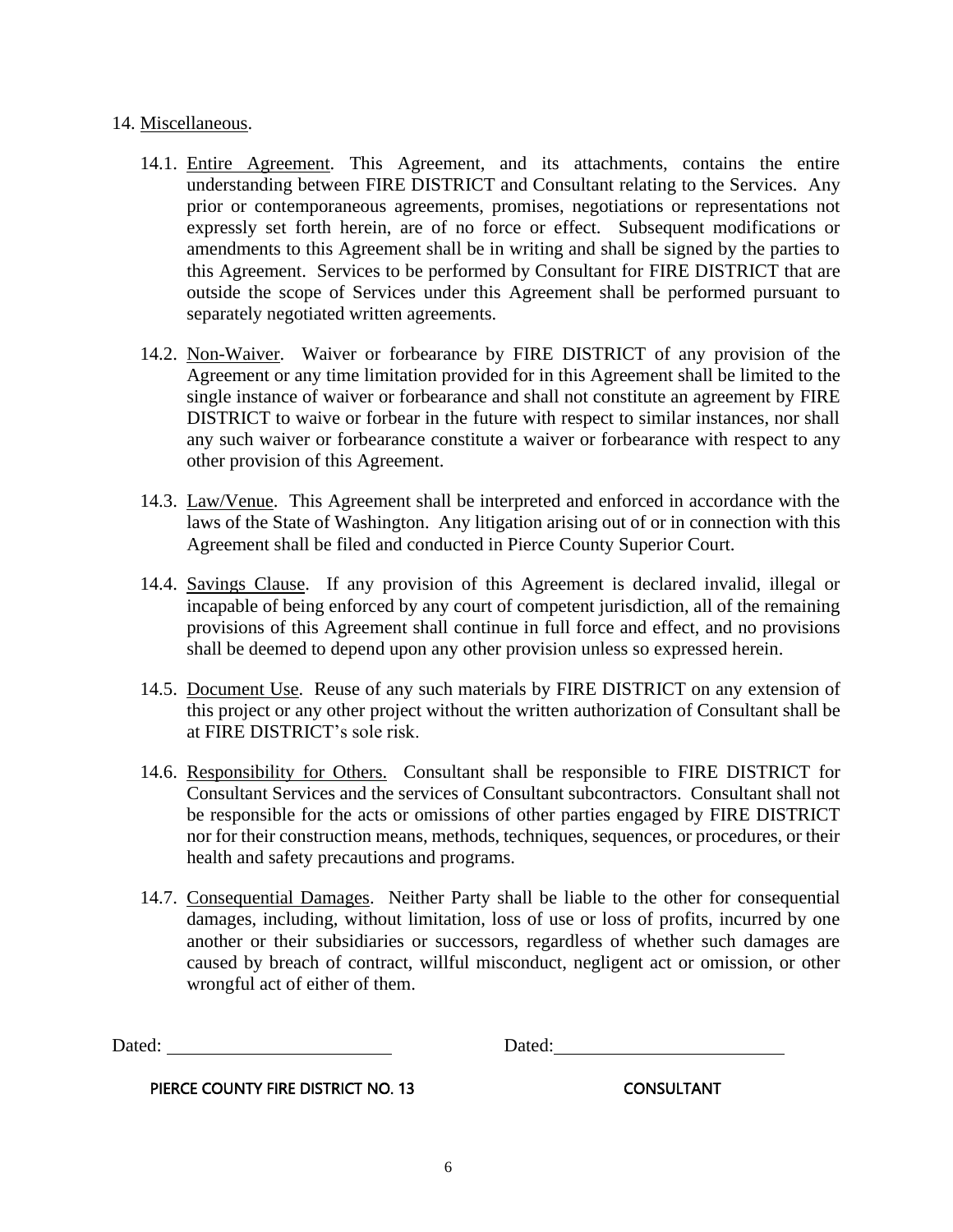14. Miscellaneous.

14.1. Entire Agreement. This Agreement, and its attachments, contains the entire understanding between FIRE DISTRICT and Consultant relating to the Services. Any prior or contemporaneous agreements, promises, negotiations or representations not expressly set forth herein, are of no force or effect. Subsequent modifications or amendments to this Agreement shall be in writing and shall be signed by the parties to this Agreement. Services to be performed by Consultant for FIRE DISTRICT that are outside the scope of Services under this Agreement shall be performed pursuant to separately negotiated written agreements.

14.2. Non-Waiver. Waiver or forbearance by FIRE DISTRICT of any provision of the Agreement or any time limitation provided for in this Agreement shall be limited to the single instance of waiver or forbearance and shall not constitute an agreement by FIRE DISTRICT to waive or forbear in the future with respect to similar instances, nor shall any such waiver or forbearance constitute a waiver or forbearance with respect to any other provision of this Agreement.

14.3. Law/Venue. This Agreement shall be interpreted and enforced in accordance with the laws of the State of Washington. Any litigation arising out of or in connection with this Agreement shall be filed and conducted in Pierce County Superior Court.

14.4. Savings Clause. If any provision of this Agreement is declared invalid, illegal or incapable of being enforced by any court of competent jurisdiction, all of the remaining provisions of this Agreement shall continue in full force and effect, and no provisions shall be deemed to depend upon any other provision unless so expressed herein.

14.5. Document Use. Reuse of any such materials by FIRE DISTRICT on any extension of this project or any other project without the written authorization of Consultant shall be at FIRE DISTRICT's sole risk.

14.6. Responsibility for Others. Consultant shall be responsible to FIRE DISTRICT for Consultant Services and the services of Consultant subcontractors. Consultant shall not be responsible for the acts or omissions of other parties engaged by FIRE DISTRICT nor for their construction means, methods, techniques, sequences, or procedures, or their health and safety precautions and programs.

14.7. Consequential Damages. Neither Party shall be liable to the other for consequential damages, including, without limitation, loss of use or loss of profits, incurred by one another or their subsidiaries or successors, regardless of whether such damages are caused by breach of contract, willful misconduct, negligent act or omission, or other wrongful act of either of them.

Dated: ________________________ Dated: ________________________

PIERCE COUNTY FIRE DISTRICT NO. 13 CONSULTANT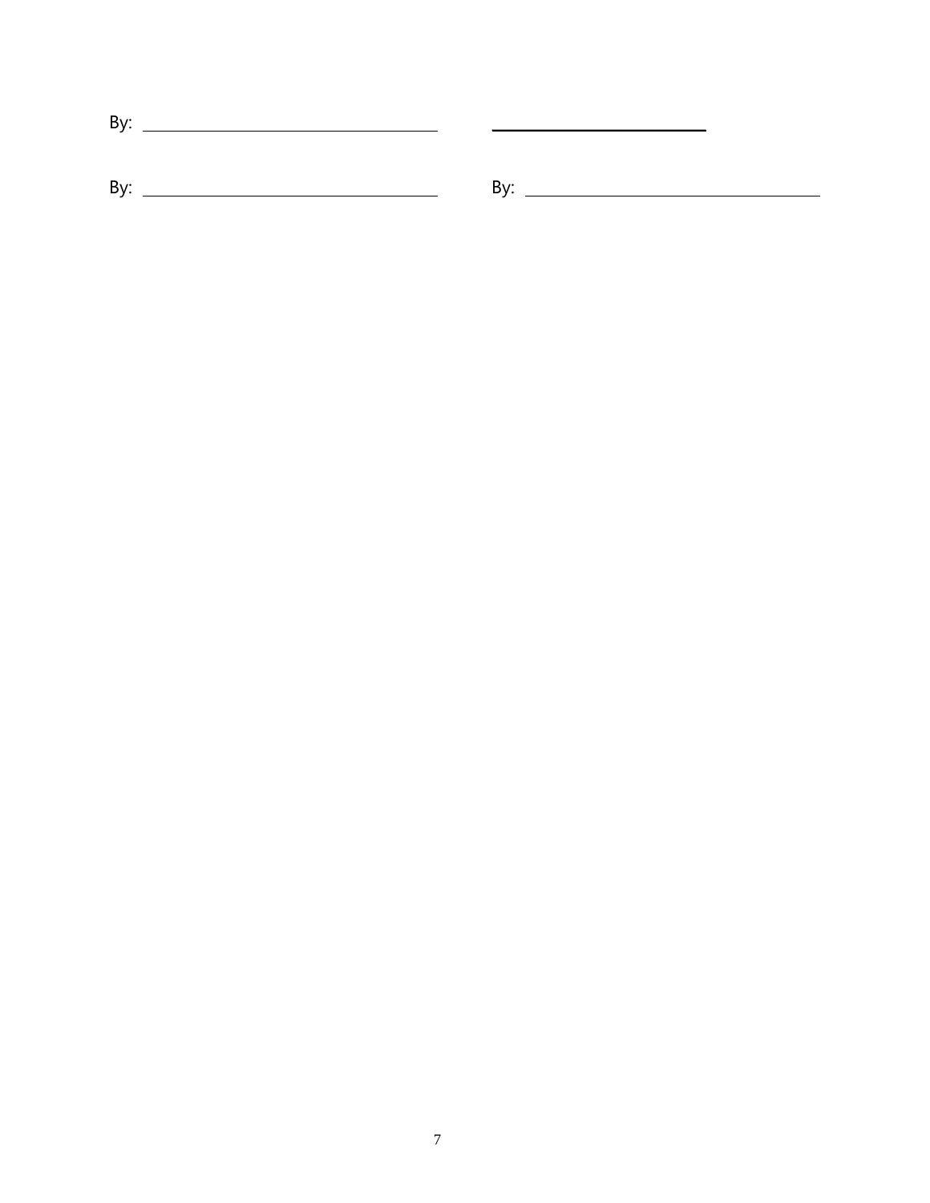By: ______________________________ ______________________

By: ______________________________ By: ______________________________